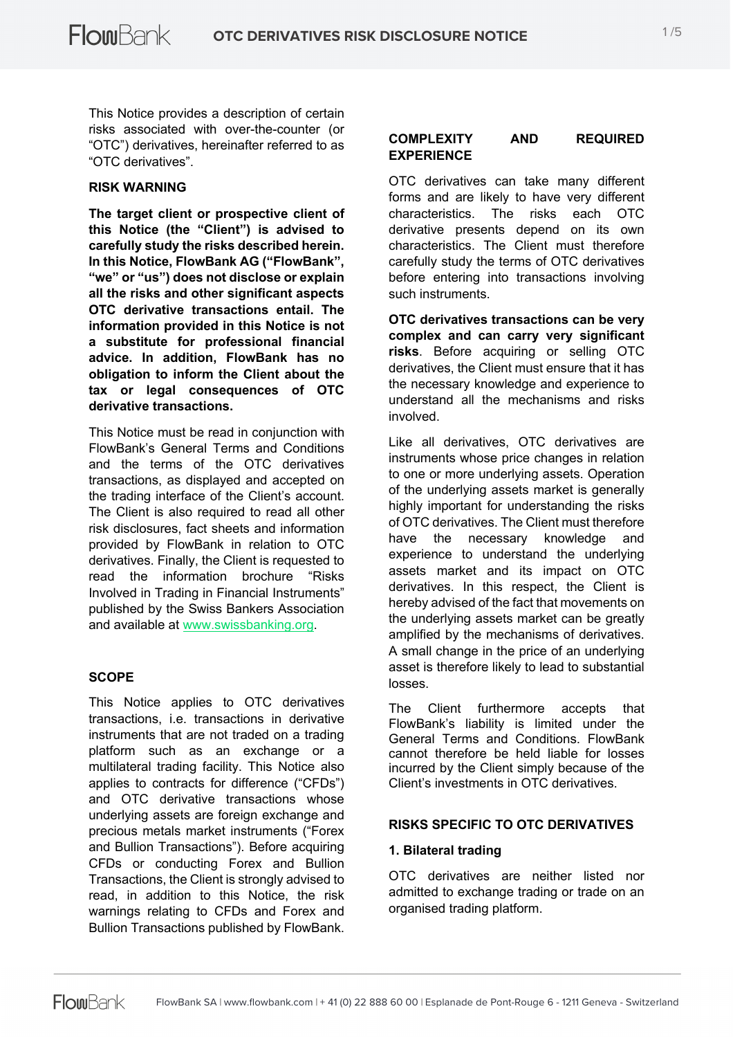This Notice provides a description of certain risks associated with over-the-counter (or "OTC") derivatives, hereinafter referred to as "OTC derivatives".

## RISK WARNING

**The target client or prospective client of this Notice (the "Client") is advised to carefully study the risks described herein. In this Notice, FlowBank AG ("FlowBank", "we" or "us") does not disclose or explain all the risks and other significant aspects OTC derivative transactions entail. The information provided in this Notice is not a substitute for professional financial advice. In addition, FlowBank has no obligation to inform the Client about the tax or legal consequences of OTC derivative transactions.**

This Notice must be read in conjunction with FlowBank's General Terms and Conditions and the terms of the OTC derivatives transactions, as displayed and accepted on the trading interface of the Client's account. The Client is also required to read all other risk disclosures, fact sheets and information provided by FlowBank in relation to OTC derivatives. Finally, the Client is requested to read the information brochure "Risks Involved in Trading in Financial Instruments" published by the Swiss Bankers Association and available at www.swissbanking.org.

## SCOPE

This Notice applies to OTC derivatives transactions, i.e. transactions in derivative instruments that are not traded on a trading platform such as an exchange or a multilateral trading facility. This Notice also applies to contracts for difference ("CFDs") and OTC derivative transactions whose underlying assets are foreign exchange and precious metals market instruments ("Forex and Bullion Transactions"). Before acquiring CFDs or conducting Forex and Bullion Transactions, the Client is strongly advised to read, in addition to this Notice, the risk warnings relating to CFDs and Forex and Bullion Transactions published by FlowBank.

## COMPLEXITY AND REQUIRED EXPERIENCE

OTC derivatives can take many different forms and are likely to have very different characteristics. The risks each OTC derivative presents depend on its own characteristics. The Client must therefore carefully study the terms of OTC derivatives before entering into transactions involving such instruments.

**OTC derivatives transactions can be very complex and can carry very significant risks**. Before acquiring or selling OTC derivatives, the Client must ensure that it has the necessary knowledge and experience to understand all the mechanisms and risks involved.

Like all derivatives, OTC derivatives are instruments whose price changes in relation to one or more underlying assets. Operation of the underlying assets market is generally highly important for understanding the risks of OTC derivatives. The Client must therefore have the necessary knowledge and experience to understand the underlying assets market and its impact on OTC derivatives. In this respect, the Client is hereby advised of the fact that movements on the underlying assets market can be greatly amplified by the mechanisms of derivatives. A small change in the price of an underlying asset is therefore likely to lead to substantial losses.

The Client furthermore accepts that FlowBank's liability is limited under the General Terms and Conditions. FlowBank cannot therefore be held liable for losses incurred by the Client simply because of the Client's investments in OTC derivatives.

## RISKS SPECIFIC TO OTC DERIVATIVES

### 1. Bilateral trading

OTC derivatives are neither listed nor admitted to exchange trading or trade on an organised trading platform.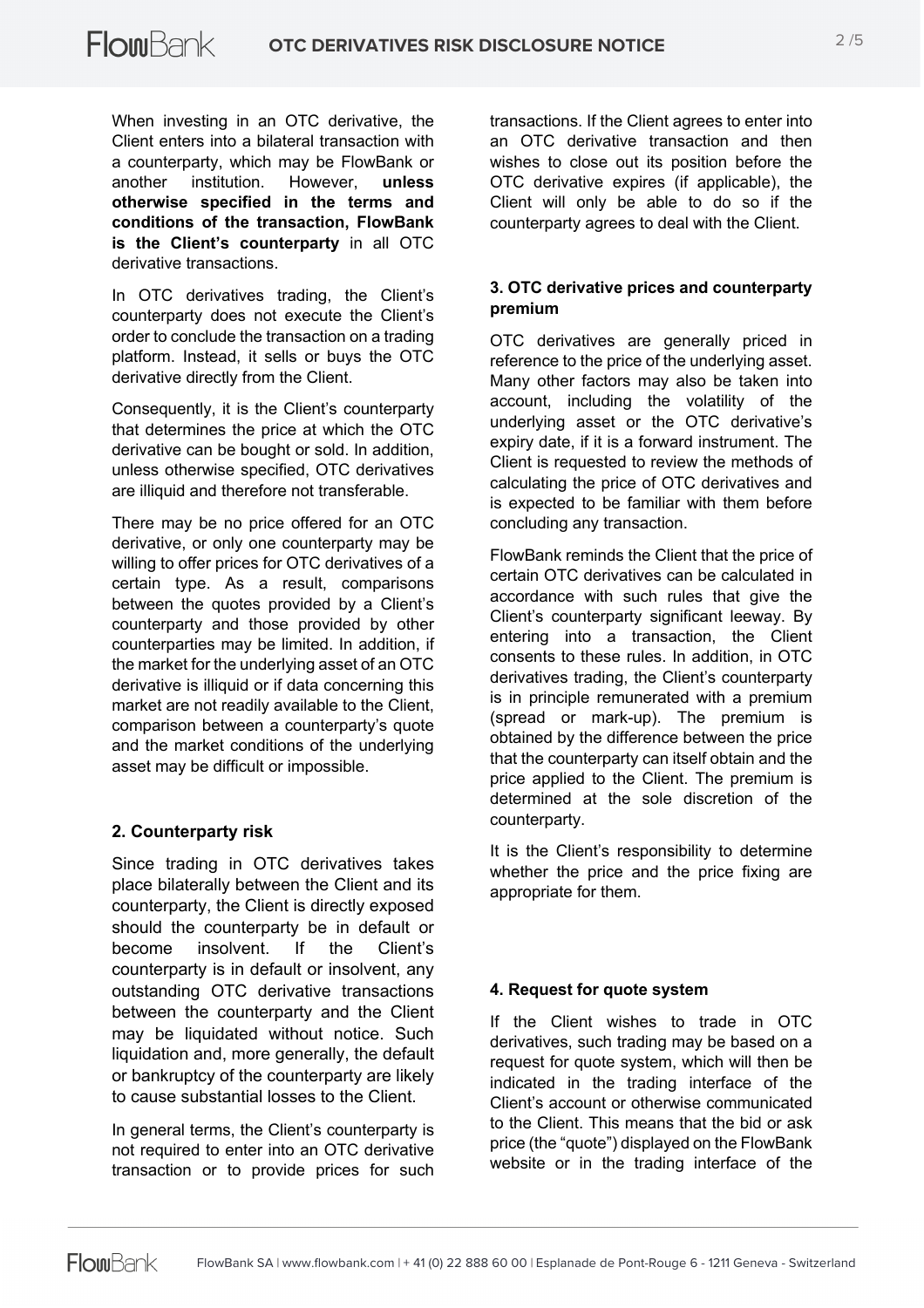When investing in an OTC derivative, the Client enters into a bilateral transaction with a counterparty, which may be FlowBank or another institution. However, **unless otherwise specified in the terms and conditions of the transaction, FlowBank is the Client's counterparty** in all OTC derivative transactions.

In OTC derivatives trading, the Client's counterparty does not execute the Client's order to conclude the transaction on a trading platform. Instead, it sells or buys the OTC derivative directly from the Client.

Consequently, it is the Client's counterparty that determines the price at which the OTC derivative can be bought or sold. In addition, unless otherwise specified, OTC derivatives are illiquid and therefore not transferable.

There may be no price offered for an OTC derivative, or only one counterparty may be willing to offer prices for OTC derivatives of a certain type. As a result, comparisons between the quotes provided by a Client's counterparty and those provided by other counterparties may be limited. In addition, if the market for the underlying asset of an OTC derivative is illiquid or if data concerning this market are not readily available to the Client, comparison between a counterparty's quote and the market conditions of the underlying asset may be difficult or impossible.

### 2. Counterparty risk

Since trading in OTC derivatives takes place bilaterally between the Client and its counterparty, the Client is directly exposed should the counterparty be in default or become insolvent. If the Client's counterparty is in default or insolvent, any outstanding OTC derivative transactions between the counterparty and the Client may be liquidated without notice. Such liquidation and, more generally, the default or bankruptcy of the counterparty are likely to cause substantial losses to the Client.

In general terms, the Client's counterparty is not required to enter into an OTC derivative transaction or to provide prices for such transactions. If the Client agrees to enter into an OTC derivative transaction and then wishes to close out its position before the OTC derivative expires (if applicable), the Client will only be able to do so if the counterparty agrees to deal with the Client.

### 3. OTC derivative prices and counterparty premium

OTC derivatives are generally priced in reference to the price of the underlying asset. Many other factors may also be taken into account, including the volatility of the underlying asset or the OTC derivative's expiry date, if it is a forward instrument. The Client is requested to review the methods of calculating the price of OTC derivatives and is expected to be familiar with them before concluding any transaction.

FlowBank reminds the Client that the price of certain OTC derivatives can be calculated in accordance with such rules that give the Client's counterparty significant leeway. By entering into a transaction, the Client consents to these rules. In addition, in OTC derivatives trading, the Client's counterparty is in principle remunerated with a premium (spread or mark-up). The premium is obtained by the difference between the price that the counterparty can itself obtain and the price applied to the Client. The premium is determined at the sole discretion of the counterparty.

It is the Client's responsibility to determine whether the price and the price fixing are appropriate for them.

### 4. Request for quote system

If the Client wishes to trade in OTC derivatives, such trading may be based on a request for quote system, which will then be indicated in the trading interface of the Client's account or otherwise communicated to the Client. This means that the bid or ask price (the "quote") displayed on the FlowBank website or in the trading interface of the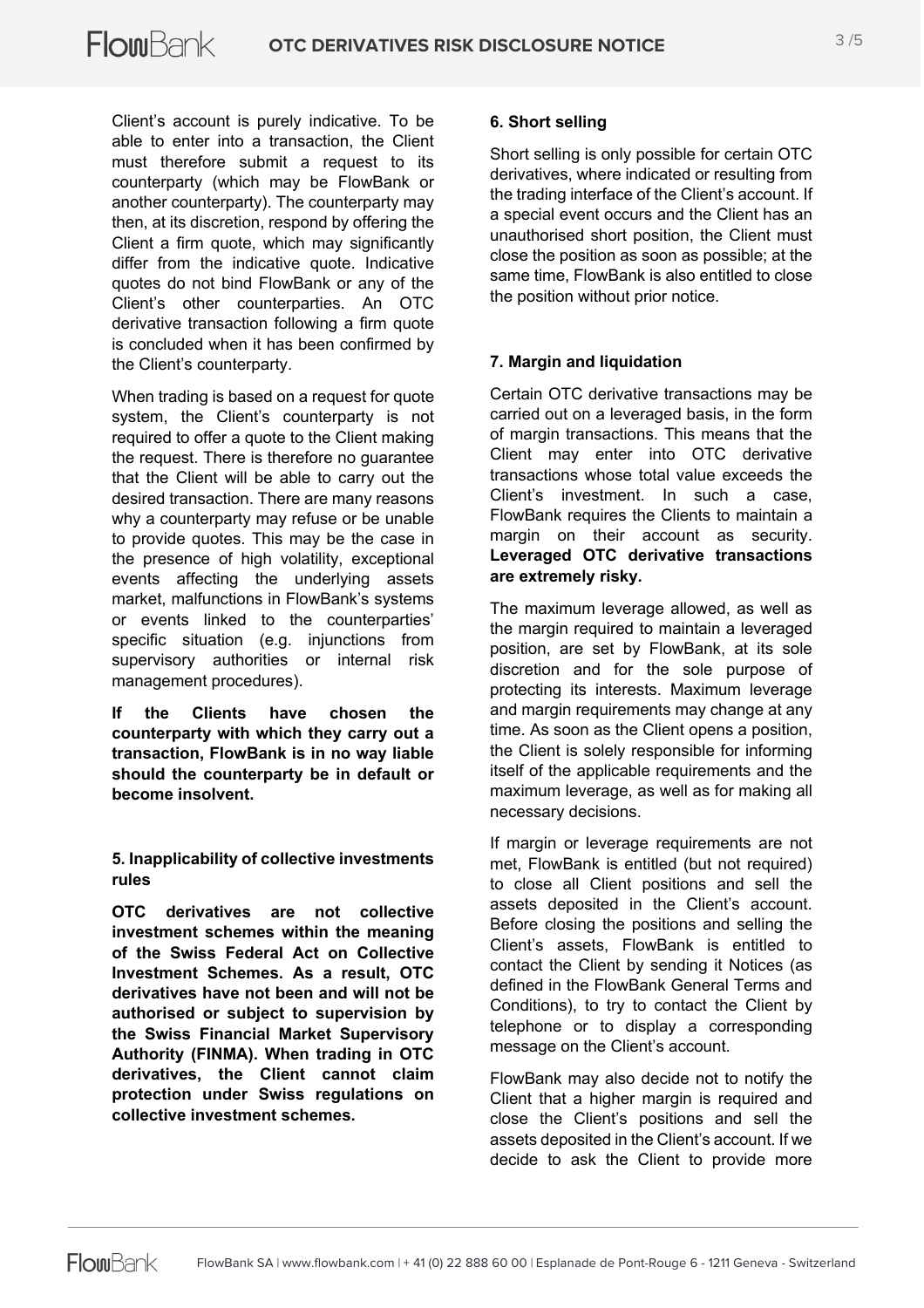Client's account is purely indicative. To be able to enter into a transaction, the Client must therefore submit a request to its counterparty (which may be FlowBank or another counterparty). The counterparty may then, at its discretion, respond by offering the Client a firm quote, which may significantly differ from the indicative quote. Indicative quotes do not bind FlowBank or any of the Client's other counterparties. An OTC derivative transaction following a firm quote is concluded when it has been confirmed by the Client's counterparty.

When trading is based on a request for quote system, the Client's counterparty is not required to offer a quote to the Client making the request. There is therefore no guarantee that the Client will be able to carry out the desired transaction. There are many reasons why a counterparty may refuse or be unable to provide quotes. This may be the case in the presence of high volatility, exceptional events affecting the underlying assets market, malfunctions in FlowBank's systems or events linked to the counterparties' specific situation (e.g. injunctions from supervisory authorities or internal risk management procedures).

**If the Clients have chosen the counterparty with which they carry out a transaction, FlowBank is in no way liable should the counterparty be in default or become insolvent.**

### 5. Inapplicability of collective investments rules

**OTC derivatives are not collective investment schemes within the meaning of the Swiss Federal Act on Collective Investment Schemes. As a result, OTC derivatives have not been and will not be authorised or subject to supervision by the Swiss Financial Market Supervisory Authority (FINMA). When trading in OTC derivatives, the Client cannot claim protection under Swiss regulations on collective investment schemes.**

### 6. Short selling

Short selling is only possible for certain OTC derivatives, where indicated or resulting from the trading interface of the Client's account. If a special event occurs and the Client has an unauthorised short position, the Client must close the position as soon as possible; at the same time, FlowBank is also entitled to close the position without prior notice.

### 7. Margin and liquidation

Certain OTC derivative transactions may be carried out on a leveraged basis, in the form of margin transactions. This means that the Client may enter into OTC derivative transactions whose total value exceeds the Client's investment. In such a case, FlowBank requires the Clients to maintain a margin on their account as security. **Leveraged OTC derivative transactions are extremely risky.**

The maximum leverage allowed, as well as the margin required to maintain a leveraged position, are set by FlowBank, at its sole discretion and for the sole purpose of protecting its interests. Maximum leverage and margin requirements may change at any time. As soon as the Client opens a position, the Client is solely responsible for informing itself of the applicable requirements and the maximum leverage, as well as for making all necessary decisions.

If margin or leverage requirements are not met, FlowBank is entitled (but not required) to close all Client positions and sell the assets deposited in the Client's account. Before closing the positions and selling the Client's assets, FlowBank is entitled to contact the Client by sending it Notices (as defined in the FlowBank General Terms and Conditions), to try to contact the Client by telephone or to display a corresponding message on the Client's account.

FlowBank may also decide not to notify the Client that a higher margin is required and close the Client's positions and sell the assets deposited in the Client's account. If we decide to ask the Client to provide more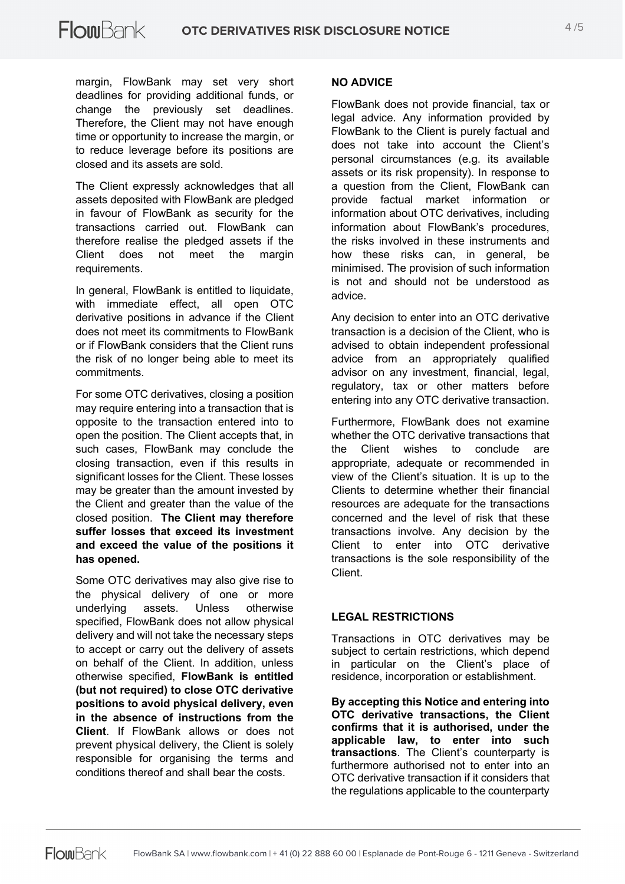margin, FlowBank may set very short deadlines for providing additional funds, or change the previously set deadlines. Therefore, the Client may not have enough time or opportunity to increase the margin, or to reduce leverage before its positions are closed and its assets are sold.

The Client expressly acknowledges that all assets deposited with FlowBank are pledged in favour of FlowBank as security for the transactions carried out. FlowBank can therefore realise the pledged assets if the Client does not meet the margin requirements.

In general, FlowBank is entitled to liquidate, with immediate effect, all open OTC derivative positions in advance if the Client does not meet its commitments to FlowBank or if FlowBank considers that the Client runs the risk of no longer being able to meet its commitments.

For some OTC derivatives, closing a position may require entering into a transaction that is opposite to the transaction entered into to open the position. The Client accepts that, in such cases, FlowBank may conclude the closing transaction, even if this results in significant losses for the Client. These losses may be greater than the amount invested by the Client and greater than the value of the closed position. **The Client may therefore suffer losses that exceed its investment and exceed the value of the positions it has opened.**

Some OTC derivatives may also give rise to the physical delivery of one or more underlying assets. Unless otherwise specified, FlowBank does not allow physical delivery and will not take the necessary steps to accept or carry out the delivery of assets on behalf of the Client. In addition, unless otherwise specified, **FlowBank is entitled (but not required) to close OTC derivative positions to avoid physical delivery, even in the absence of instructions from the Client**. If FlowBank allows or does not prevent physical delivery, the Client is solely responsible for organising the terms and conditions thereof and shall bear the costs.

## NO ADVICE

FlowBank does not provide financial, tax or legal advice. Any information provided by FlowBank to the Client is purely factual and does not take into account the Client's personal circumstances (e.g. its available assets or its risk propensity). In response to a question from the Client, FlowBank can provide factual market information or information about OTC derivatives, including information about FlowBank's procedures, the risks involved in these instruments and how these risks can, in general, be minimised. The provision of such information is not and should not be understood as advice.

Any decision to enter into an OTC derivative transaction is a decision of the Client, who is advised to obtain independent professional advice from an appropriately qualified advisor on any investment, financial, legal, regulatory, tax or other matters before entering into any OTC derivative transaction.

Furthermore, FlowBank does not examine whether the OTC derivative transactions that the Client wishes to conclude are appropriate, adequate or recommended in view of the Client's situation. It is up to the Clients to determine whether their financial resources are adequate for the transactions concerned and the level of risk that these transactions involve. Any decision by the Client to enter into OTC derivative transactions is the sole responsibility of the Client.

## LEGAL RESTRICTIONS

Transactions in OTC derivatives may be subject to certain restrictions, which depend in particular on the Client's place of residence, incorporation or establishment.

**By accepting this Notice and entering into OTC derivative transactions, the Client confirms that it is authorised, under the applicable law, to enter into such transactions**. The Client's counterparty is furthermore authorised not to enter into an OTC derivative transaction if it considers that the regulations applicable to the counterparty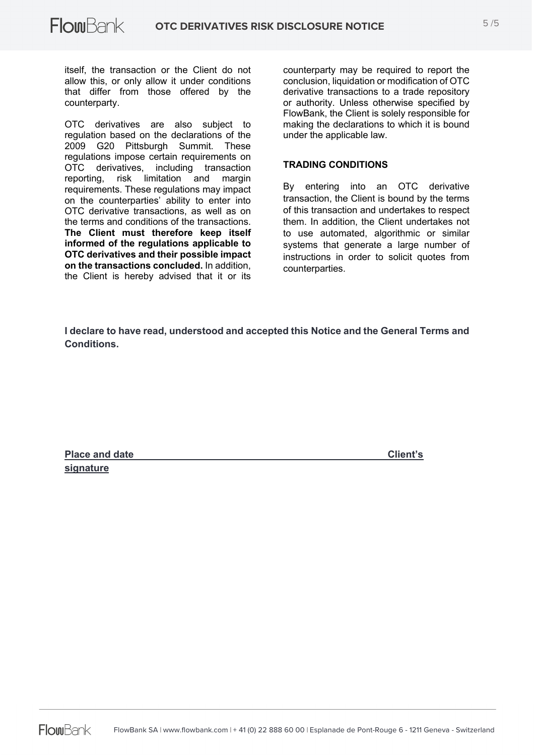itself, the transaction or the Client do not allow this, or only allow it under conditions that differ from those offered by the counterparty.

OTC derivatives are also subject to regulation based on the declarations of the 2009 G20 Pittsburgh Summit. These regulations impose certain requirements on OTC derivatives, including transaction reporting, risk limitation and margin requirements. These regulations may impact on the counterparties' ability to enter into OTC derivative transactions, as well as on the terms and conditions of the transactions. **The Client must therefore keep itself informed of the regulations applicable to OTC derivatives and their possible impact on the transactions concluded.** In addition, the Client is hereby advised that it or its counterparty may be required to report the conclusion, liquidation or modification of OTC derivative transactions to a trade repository or authority. Unless otherwise specified by FlowBank, the Client is solely responsible for making the declarations to which it is bound under the applicable law.

**TRADING CONDITIONS**

By entering into an OTC derivative transaction, the Client is bound by the terms of this transaction and undertakes to respect them. In addition, the Client undertakes not to use automated, algorithmic or similar systems that generate a large number of instructions in order to solicit quotes from counterparties.

**I declare to have read, understood and accepted this Notice and the General Terms and Conditions.**

**Place and date** **Client's signature**